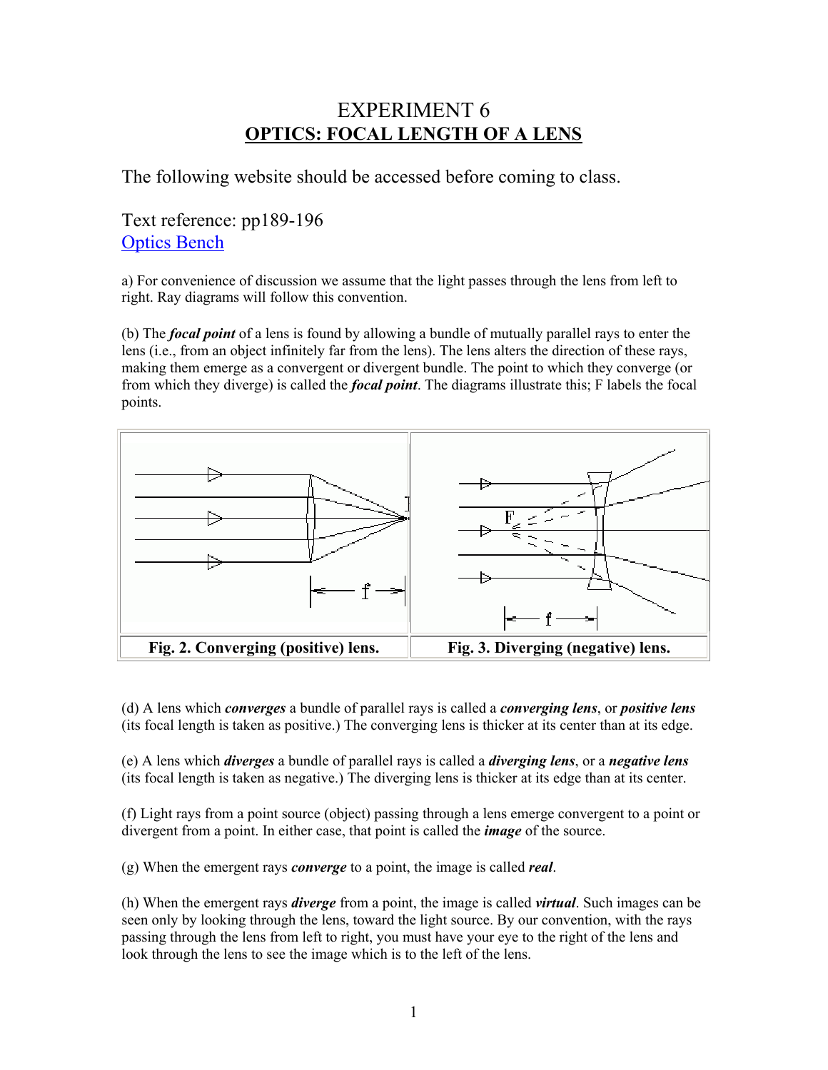# EXPERIMENT 6
## OPTICS: FOCAL LENGTH OF A LENS

The following website should be accessed before coming to class.

Text reference: pp189-196
Optics Bench

a) For convenience of discussion we assume that the light passes through the lens from left to right. Ray diagrams will follow this convention.

(b) The ***focal point*** of a lens is found by allowing a bundle of mutually parallel rays to enter the lens (i.e., from an object infinitely far from the lens). The lens alters the direction of these rays, making them emerge as a convergent or divergent bundle. The point to which they converge (or from which they diverge) is called the ***focal point***. The diagrams illustrate this; F labels the focal points.

| **Fig. 2. Converging (positive) lens.** | **Fig. 3. Diverging (negative) lens.** |
| --- | --- |

(d) A lens which ***converges*** a bundle of parallel rays is called a ***converging lens***, or ***positive lens*** (its focal length is taken as positive.) The converging lens is thicker at its center than at its edge.

(e) A lens which ***diverges*** a bundle of parallel rays is called a ***diverging lens***, or a ***negative lens*** (its focal length is taken as negative.) The diverging lens is thicker at its edge than at its center.

(f) Light rays from a point source (object) passing through a lens emerge convergent to a point or divergent from a point. In either case, that point is called the ***image*** of the source.

(g) When the emergent rays ***converge*** to a point, the image is called ***real***.

(h) When the emergent rays ***diverge*** from a point, the image is called ***virtual***. Such images can be seen only by looking through the lens, toward the light source. By our convention, with the rays passing through the lens from left to right, you must have your eye to the right of the lens and look through the lens to see the image which is to the left of the lens.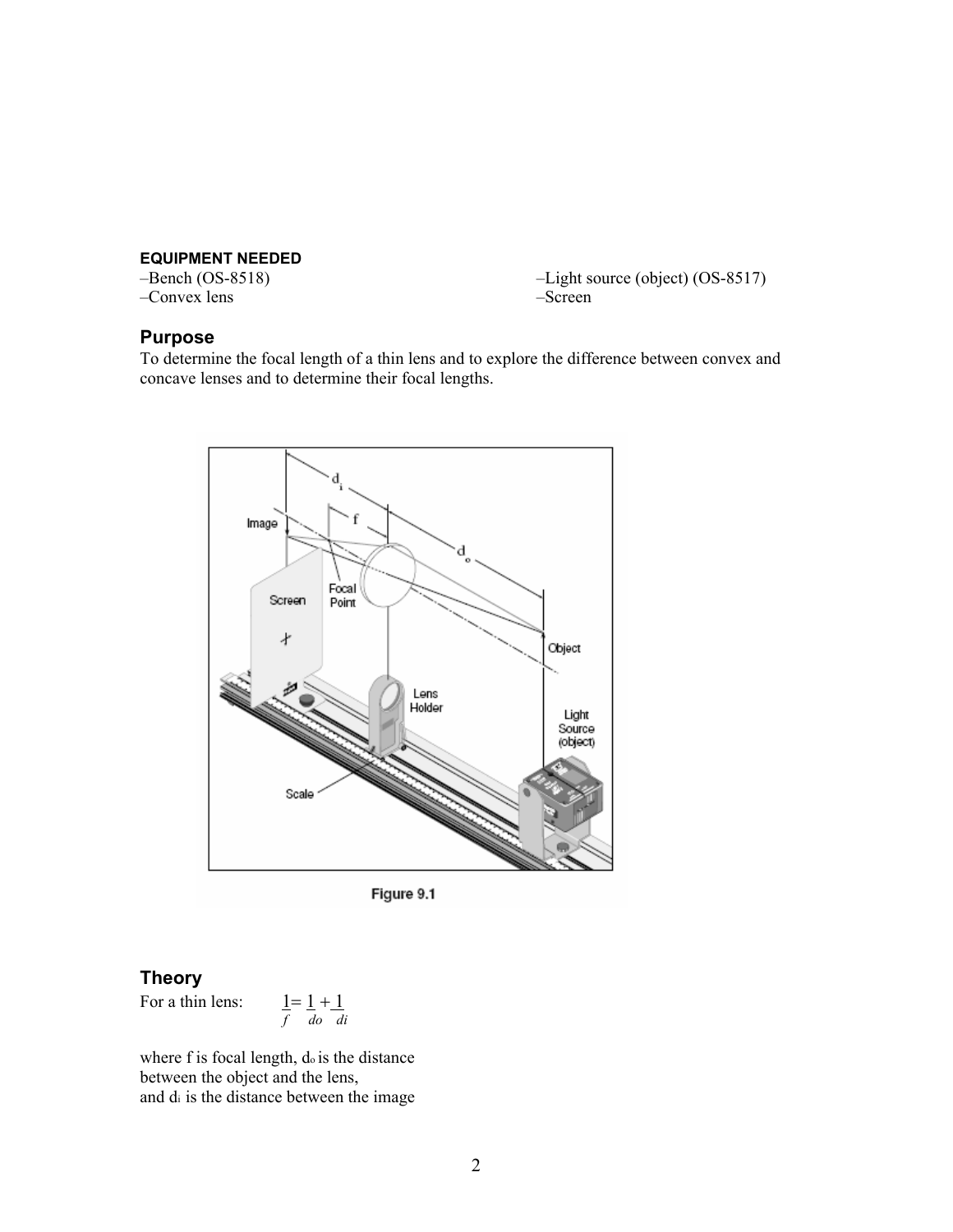**EQUIPMENT NEEDED**

–Bench (OS-8518)
–Convex lens
–Light source (object) (OS-8517)
–Screen

## Purpose

To determine the focal length of a thin lens and to explore the difference between convex and concave lenses and to determine their focal lengths.

Figure 9.1

## Theory

For a thin lens: $\frac{1}{f} = \frac{1}{do} + \frac{1}{di}$

where f is focal length, $d_o$ is the distance between the object and the lens, and $d_i$ is the distance between the image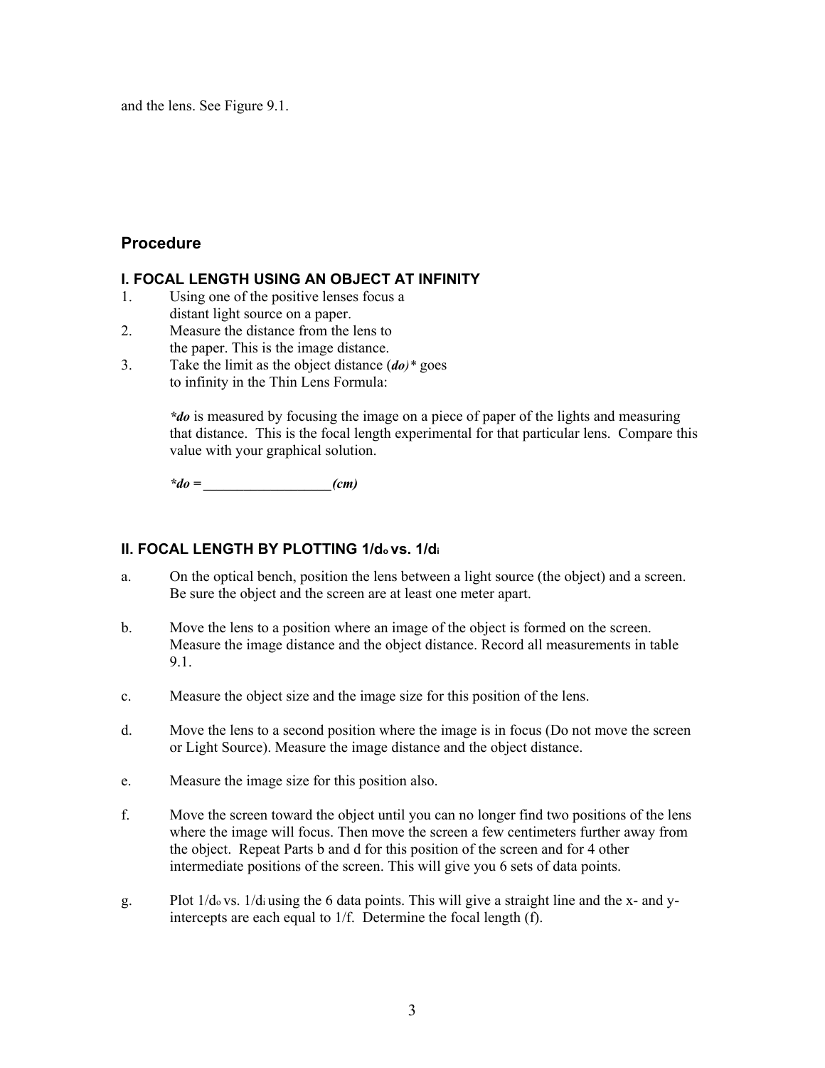and the lens. See Figure 9.1.

## Procedure

### I. FOCAL LENGTH USING AN OBJECT AT INFINITY

1. Using one of the positive lenses focus a distant light source on a paper.
2. Measure the distance from the lens to the paper. This is the image distance.
3. Take the limit as the object distance (***do)**** goes to infinity in the Thin Lens Formula:

   ***do*** is measured by focusing the image on a piece of paper of the lights and measuring that distance. This is the focal length experimental for that particular lens. Compare this value with your graphical solution.

   ***do = __________________ (cm)***

### II. FOCAL LENGTH BY PLOTTING $1/d_o$ vs. $1/d_i$

a. On the optical bench, position the lens between a light source (the object) and a screen. Be sure the object and the screen are at least one meter apart.

b. Move the lens to a position where an image of the object is formed on the screen. Measure the image distance and the object distance. Record all measurements in table 9.1.

c. Measure the object size and the image size for this position of the lens.

d. Move the lens to a second position where the image is in focus (Do not move the screen or Light Source). Measure the image distance and the object distance.

e. Measure the image size for this position also.

f. Move the screen toward the object until you can no longer find two positions of the lens where the image will focus. Then move the screen a few centimeters further away from the object. Repeat Parts b and d for this position of the screen and for 4 other intermediate positions of the screen. This will give you 6 sets of data points.

g. Plot $1/d_o$ vs. $1/d_i$ using the 6 data points. This will give a straight line and the x- and y-intercepts are each equal to $1/f$. Determine the focal length (f).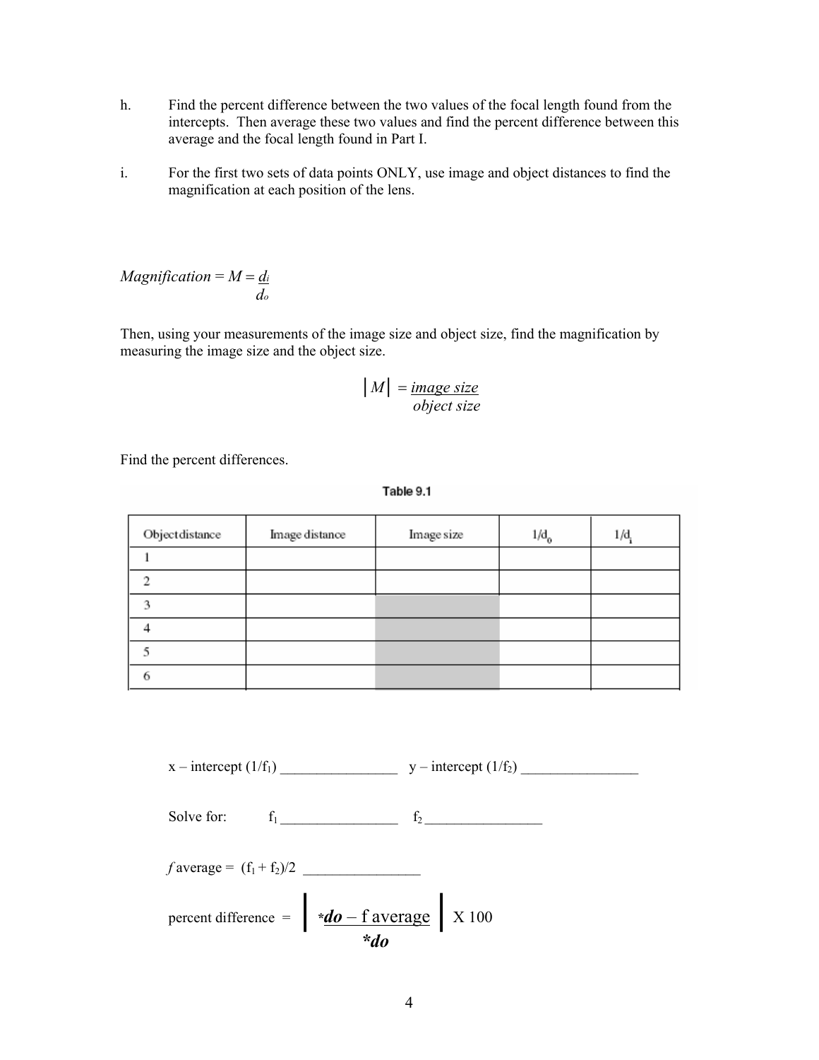h. Find the percent difference between the two values of the focal length found from the intercepts. Then average these two values and find the percent difference between this average and the focal length found in Part I.

i. For the first two sets of data points ONLY, use image and object distances to find the magnification at each position of the lens.

$$Magnification = M = \frac{d_i}{d_o}$$

Then, using your measurements of the image size and object size, find the magnification by measuring the image size and the object size.

$$|M| = \frac{image\ size}{object\ size}$$

Find the percent differences.

**Table 9.1**

| Object distance | Image distance | Image size | $1/d_o$ | $1/d_i$ |
|---|---|---|---|---|
| 1 | | | | |
| 2 | | | | |
| 3 | | | | |
| 4 | | | | |
| 5 | | | | |
| 6 | | | | |

x – intercept ($1/f_1$) ________________ y – intercept ($1/f_2$) ________________

Solve for: $f_1$ ________________ $f_2$ ________________

$f$ average = $(f_1 + f_2)/2$ ________________

$$\text{percent difference} = \left| \frac{*do - f\ \text{average}}{*do} \right| \text{X } 100$$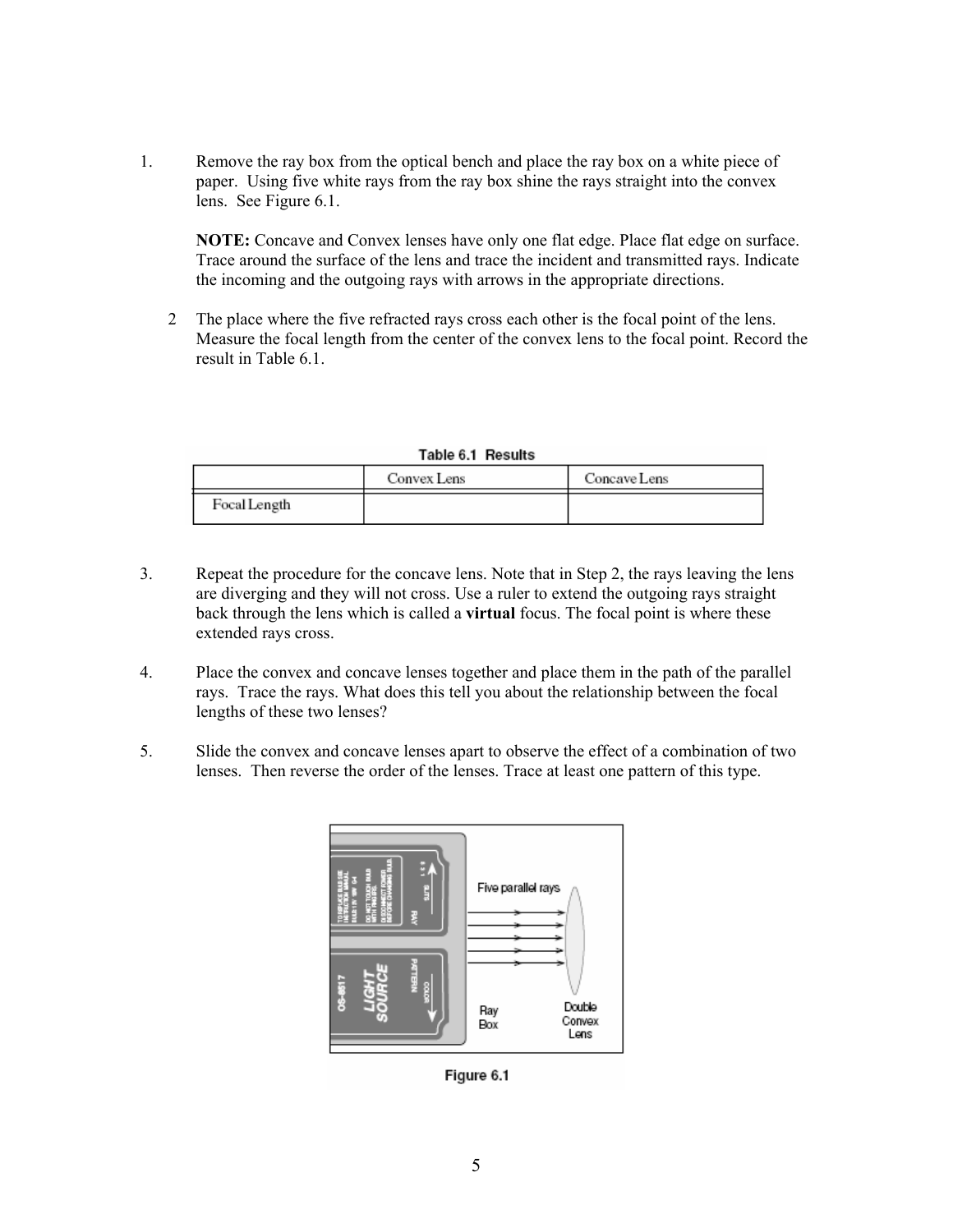1. Remove the ray box from the optical bench and place the ray box on a white piece of paper. Using five white rays from the ray box shine the rays straight into the convex lens. See Figure 6.1.

   **NOTE:** Concave and Convex lenses have only one flat edge. Place flat edge on surface. Trace around the surface of the lens and trace the incident and transmitted rays. Indicate the incoming and the outgoing rays with arrows in the appropriate directions.

2. The place where the five refracted rays cross each other is the focal point of the lens. Measure the focal length from the center of the convex lens to the focal point. Record the result in Table 6.1.

**Table 6.1 Results**

| | Convex Lens | Concave Lens |
|---|---|---|
| Focal Length | | |

3. Repeat the procedure for the concave lens. Note that in Step 2, the rays leaving the lens are diverging and they will not cross. Use a ruler to extend the outgoing rays straight back through the lens which is called a **virtual** focus. The focal point is where these extended rays cross.

4. Place the convex and concave lenses together and place them in the path of the parallel rays. Trace the rays. What does this tell you about the relationship between the focal lengths of these two lenses?

5. Slide the convex and concave lenses apart to observe the effect of a combination of two lenses. Then reverse the order of the lenses. Trace at least one pattern of this type.

Five parallel rays

Ray Box

Double Convex Lens

Figure 6.1